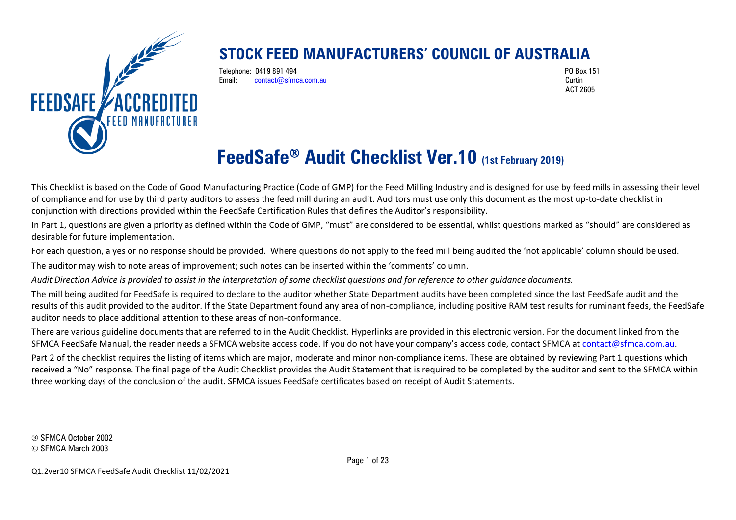# STOCK FEED MANUFACTURERS' COUNCIL OF AUSTRALIA

Telephone: 0419 891 494
Email: contact@sfmca.com.au

PO Box 151
Curtin
ACT 2605

# FeedSafe® Audit Checklist Ver.10 (1st February 2019)

This Checklist is based on the Code of Good Manufacturing Practice (Code of GMP) for the Feed Milling Industry and is designed for use by feed mills in assessing their level of compliance and for use by third party auditors to assess the feed mill during an audit. Auditors must use only this document as the most up-to-date checklist in conjunction with directions provided within the FeedSafe Certification Rules that defines the Auditor's responsibility.

In Part 1, questions are given a priority as defined within the Code of GMP, "must" are considered to be essential, whilst questions marked as "should" are considered as desirable for future implementation.

For each question, a yes or no response should be provided. Where questions do not apply to the feed mill being audited the 'not applicable' column should be used.

The auditor may wish to note areas of improvement; such notes can be inserted within the 'comments' column.

*Audit Direction Advice is provided to assist in the interpretation of some checklist questions and for reference to other guidance documents.*

The mill being audited for FeedSafe is required to declare to the auditor whether State Department audits have been completed since the last FeedSafe audit and the results of this audit provided to the auditor. If the State Department found any area of non-compliance, including positive RAM test results for ruminant feeds, the FeedSafe auditor needs to place additional attention to these areas of non-conformance.

There are various guideline documents that are referred to in the Audit Checklist. Hyperlinks are provided in this electronic version. For the document linked from the SFMCA FeedSafe Manual, the reader needs a SFMCA website access code. If you do not have your company's access code, contact SFMCA at contact@sfmca.com.au.

Part 2 of the checklist requires the listing of items which are major, moderate and minor non-compliance items. These are obtained by reviewing Part 1 questions which received a "No" response. The final page of the Audit Checklist provides the Audit Statement that is required to be completed by the auditor and sent to the SFMCA within three working days of the conclusion of the audit. SFMCA issues FeedSafe certificates based on receipt of Audit Statements.

---

® SFMCA October 2002
© SFMCA March 2003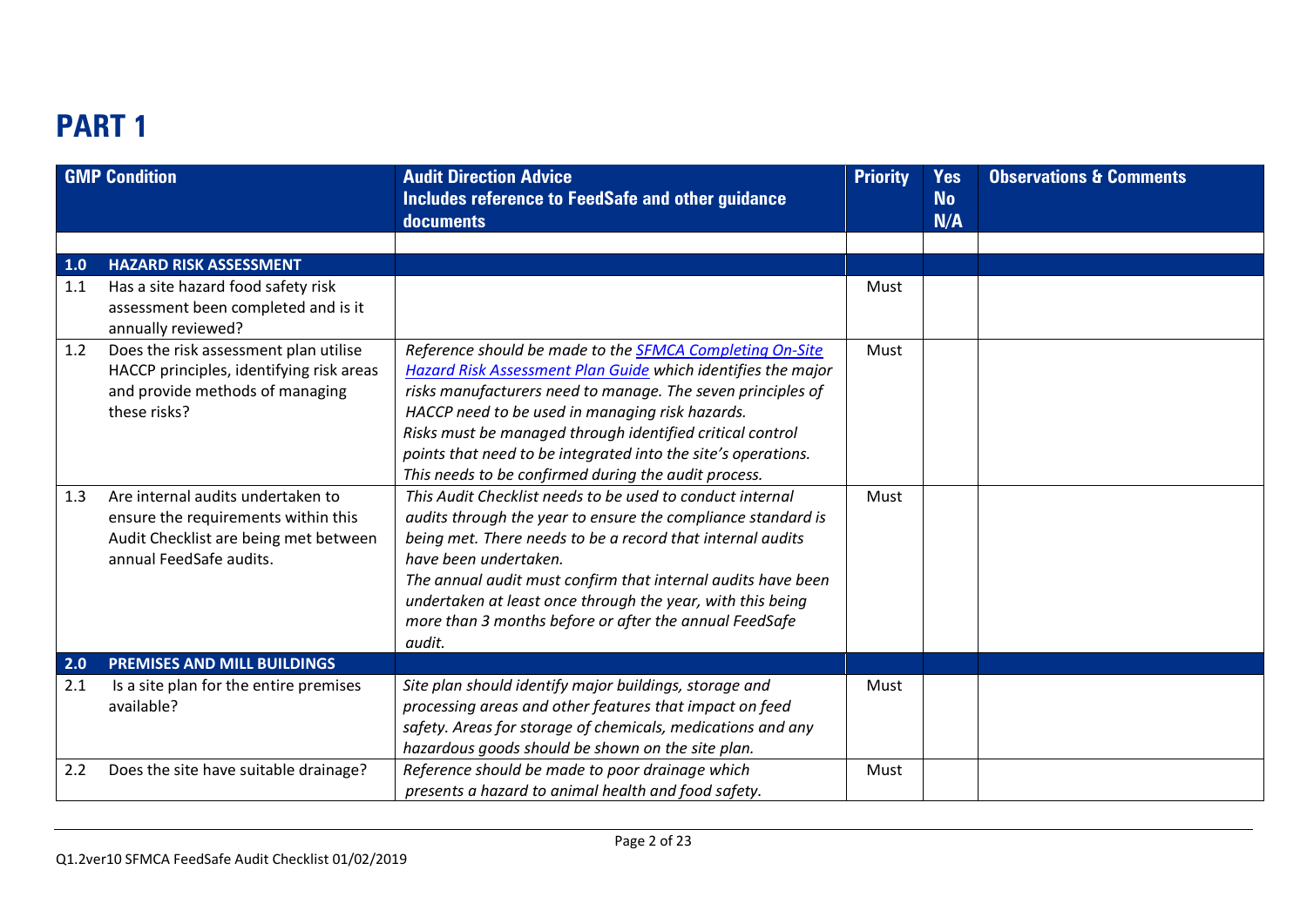# PART 1

| GMP Condition | | Audit Direction Advice<br>Includes reference to FeedSafe and other guidance documents | Priority | Yes<br>No<br>N/A | Observations & Comments |
|---|---|---|---|---|---|
| | | | | | |
| **1.0** | **HAZARD RISK ASSESSMENT** | | | | |
| 1.1 | Has a site hazard food safety risk assessment been completed and is it annually reviewed? | | Must | | |
| 1.2 | Does the risk assessment plan utilise HACCP principles, identifying risk areas and provide methods of managing these risks? | *Reference should be made to the SFMCA Completing On-Site Hazard Risk Assessment Plan Guide which identifies the major risks manufacturers need to manage. The seven principles of HACCP need to be used in managing risk hazards.*<br>*Risks must be managed through identified critical control points that need to be integrated into the site's operations. This needs to be confirmed during the audit process.* | Must | | |
| 1.3 | Are internal audits undertaken to ensure the requirements within this Audit Checklist are being met between annual FeedSafe audits. | *This Audit Checklist needs to be used to conduct internal audits through the year to ensure the compliance standard is being met. There needs to be a record that internal audits have been undertaken.*<br>*The annual audit must confirm that internal audits have been undertaken at least once through the year, with this being more than 3 months before or after the annual FeedSafe audit.* | Must | | |
| **2.0** | **PREMISES AND MILL BUILDINGS** | | | | |
| 2.1 | Is a site plan for the entire premises available? | *Site plan should identify major buildings, storage and processing areas and other features that impact on feed safety. Areas for storage of chemicals, medications and any hazardous goods should be shown on the site plan.* | Must | | |
| 2.2 | Does the site have suitable drainage? | *Reference should be made to poor drainage which presents a hazard to animal health and food safety.* | Must | | |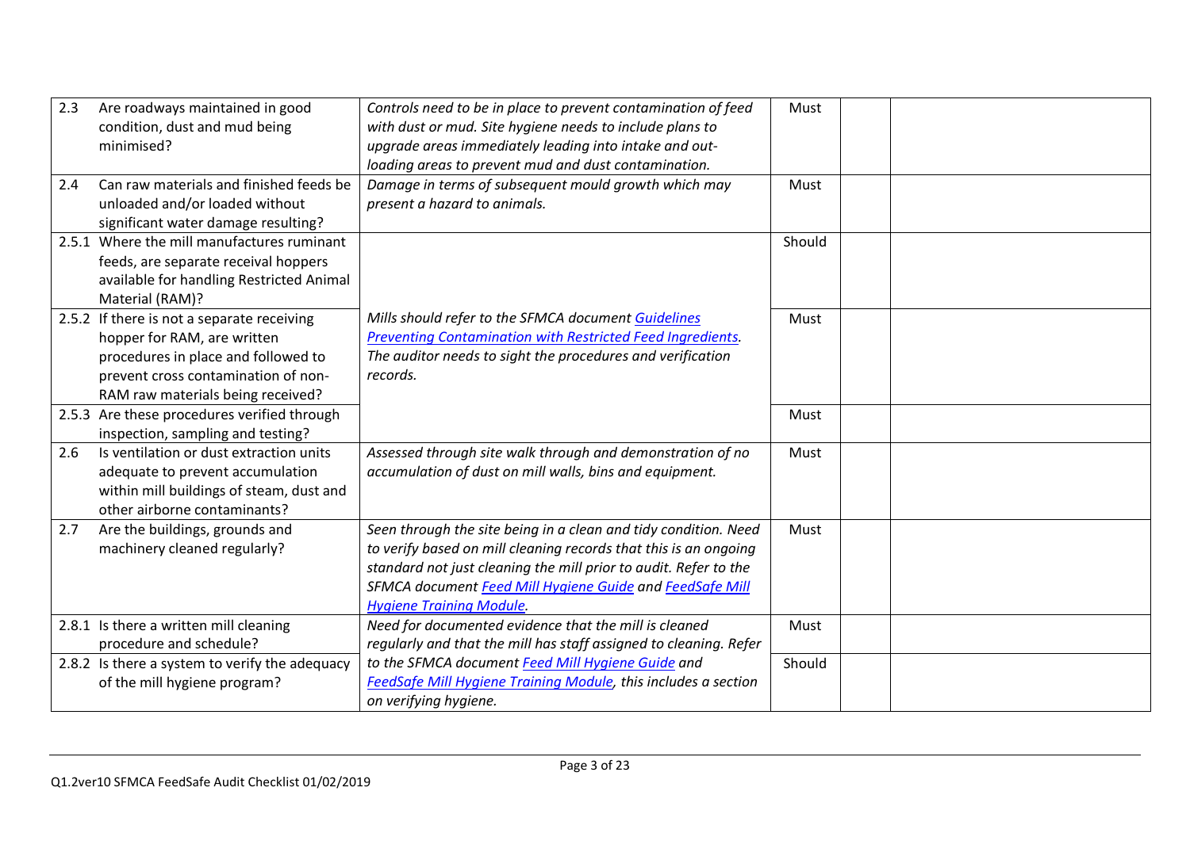| | | | | | |
|---|---|---|---|---|---|
| 2.3 | Are roadways maintained in good condition, dust and mud being minimised? | *Controls need to be in place to prevent contamination of feed with dust or mud. Site hygiene needs to include plans to upgrade areas immediately leading into intake and out-loading areas to prevent mud and dust contamination.* | Must | | |
| 2.4 | Can raw materials and finished feeds be unloaded and/or loaded without significant water damage resulting? | *Damage in terms of subsequent mould growth which may present a hazard to animals.* | Must | | |
| 2.5.1 | Where the mill manufactures ruminant feeds, are separate receival hoppers available for handling Restricted Animal Material (RAM)? | *Mills should refer to the SFMCA document Guidelines Preventing Contamination with Restricted Feed Ingredients. The auditor needs to sight the procedures and verification records.* | Should | | |
| 2.5.2 | If there is not a separate receiving hopper for RAM, are written procedures in place and followed to prevent cross contamination of non-RAM raw materials being received? | | Must | | |
| 2.5.3 | Are these procedures verified through inspection, sampling and testing? | | Must | | |
| 2.6 | Is ventilation or dust extraction units adequate to prevent accumulation within mill buildings of steam, dust and other airborne contaminants? | *Assessed through site walk through and demonstration of no accumulation of dust on mill walls, bins and equipment.* | Must | | |
| 2.7 | Are the buildings, grounds and machinery cleaned regularly? | *Seen through the site being in a clean and tidy condition. Need to verify based on mill cleaning records that this is an ongoing standard not just cleaning the mill prior to audit. Refer to the SFMCA document Feed Mill Hygiene Guide and FeedSafe Mill Hygiene Training Module.* | Must | | |
| 2.8.1 | Is there a written mill cleaning procedure and schedule? | *Need for documented evidence that the mill is cleaned regularly and that the mill has staff assigned to cleaning. Refer to the SFMCA document Feed Mill Hygiene Guide and FeedSafe Mill Hygiene Training Module, this includes a section on verifying hygiene.* | Must | | |
| 2.8.2 | Is there a system to verify the adequacy of the mill hygiene program? | | Should | | |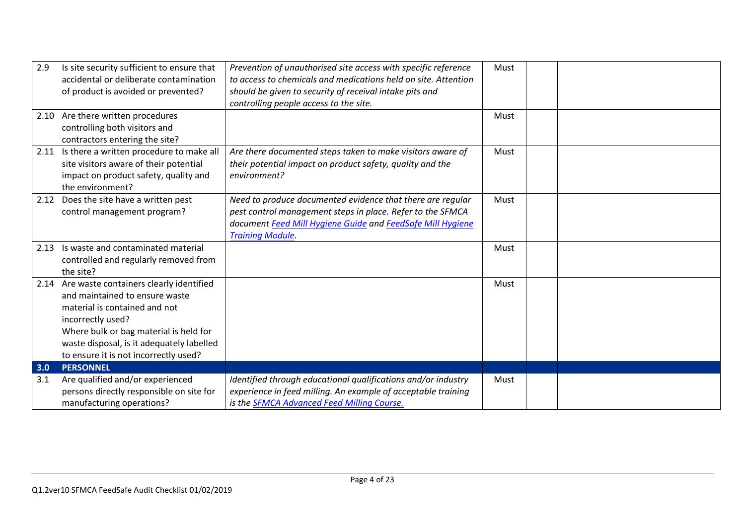| | | | | | |
|---|---|---|---|---|---|
| 2.9 | Is site security sufficient to ensure that accidental or deliberate contamination of product is avoided or prevented? | *Prevention of unauthorised site access with specific reference to access to chemicals and medications held on site. Attention should be given to security of receival intake pits and controlling people access to the site.* | Must | | |
| 2.10 | Are there written procedures controlling both visitors and contractors entering the site? | | Must | | |
| 2.11 | Is there a written procedure to make all site visitors aware of their potential impact on product safety, quality and the environment? | *Are there documented steps taken to make visitors aware of their potential impact on product safety, quality and the environment?* | Must | | |
| 2.12 | Does the site have a written pest control management program? | *Need to produce documented evidence that there are regular pest control management steps in place. Refer to the SFMCA document Feed Mill Hygiene Guide and FeedSafe Mill Hygiene Training Module.* | Must | | |
| 2.13 | Is waste and contaminated material controlled and regularly removed from the site? | | Must | | |
| 2.14 | Are waste containers clearly identified and maintained to ensure waste material is contained and not incorrectly used? Where bulk or bag material is held for waste disposal, is it adequately labelled to ensure it is not incorrectly used? | | Must | | |
| **3.0** | **PERSONNEL** | | | | |
| 3.1 | Are qualified and/or experienced persons directly responsible on site for manufacturing operations? | *Identified through educational qualifications and/or industry experience in feed milling. An example of acceptable training is the SFMCA Advanced Feed Milling Course.* | Must | | |

Q1.2ver10 SFMCA FeedSafe Audit Checklist 01/02/2019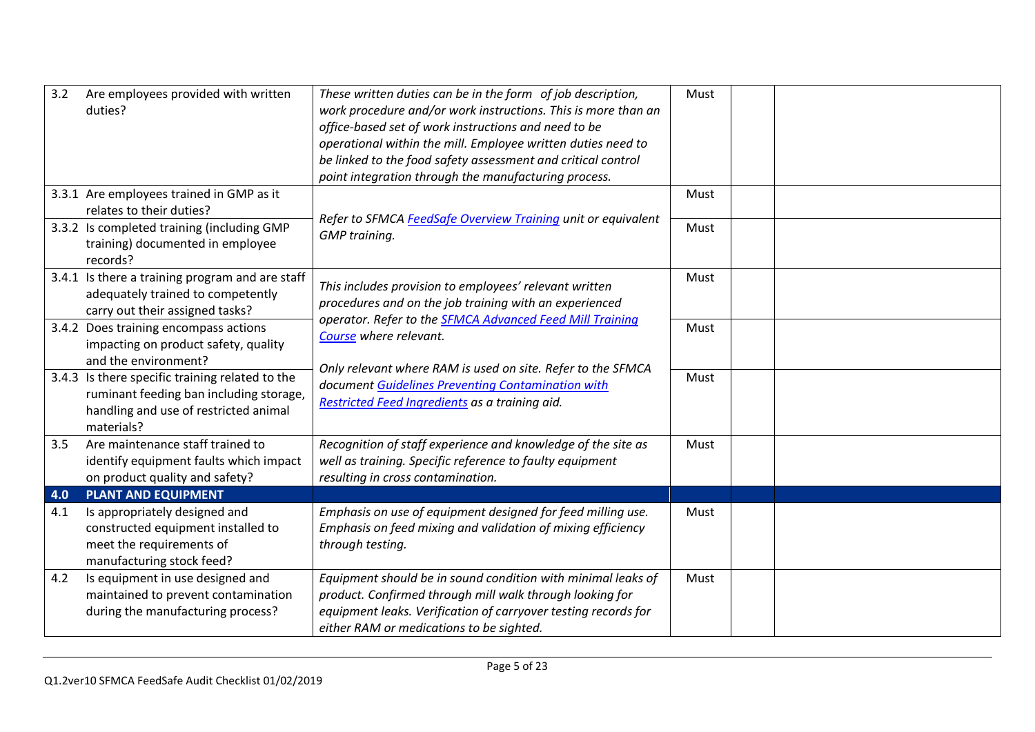| | | | | | |
|---|---|---|---|---|---|
| 3.2 | Are employees provided with written duties? | *These written duties can be in the form of job description, work procedure and/or work instructions. This is more than an office-based set of work instructions and need to be operational within the mill. Employee written duties need to be linked to the food safety assessment and critical control point integration through the manufacturing process.* | Must | | |
| 3.3.1 | Are employees trained in GMP as it relates to their duties? | *Refer to SFMCA FeedSafe Overview Training unit or equivalent GMP training.* | Must | | |
| 3.3.2 | Is completed training (including GMP training) documented in employee records? | | Must | | |
| 3.4.1 | Is there a training program and are staff adequately trained to competently carry out their assigned tasks? | *This includes provision to employees' relevant written procedures and on the job training with an experienced operator. Refer to the SFMCA Advanced Feed Mill Training Course where relevant.* | Must | | |
| 3.4.2 | Does training encompass actions impacting on product safety, quality and the environment? | | Must | | |
| 3.4.3 | Is there specific training related to the ruminant feeding ban including storage, handling and use of restricted animal materials? | *Only relevant where RAM is used on site. Refer to the SFMCA document Guidelines Preventing Contamination with Restricted Feed Ingredients as a training aid.* | Must | | |
| 3.5 | Are maintenance staff trained to identify equipment faults which impact on product quality and safety? | *Recognition of staff experience and knowledge of the site as well as training. Specific reference to faulty equipment resulting in cross contamination.* | Must | | |
| **4.0** | **PLANT AND EQUIPMENT** | | | | |
| 4.1 | Is appropriately designed and constructed equipment installed to meet the requirements of manufacturing stock feed? | *Emphasis on use of equipment designed for feed milling use. Emphasis on feed mixing and validation of mixing efficiency through testing.* | Must | | |
| 4.2 | Is equipment in use designed and maintained to prevent contamination during the manufacturing process? | *Equipment should be in sound condition with minimal leaks of product. Confirmed through mill walk through looking for equipment leaks. Verification of carryover testing records for either RAM or medications to be sighted.* | Must | | |

Q1.2ver10 SFMCA FeedSafe Audit Checklist 01/02/2019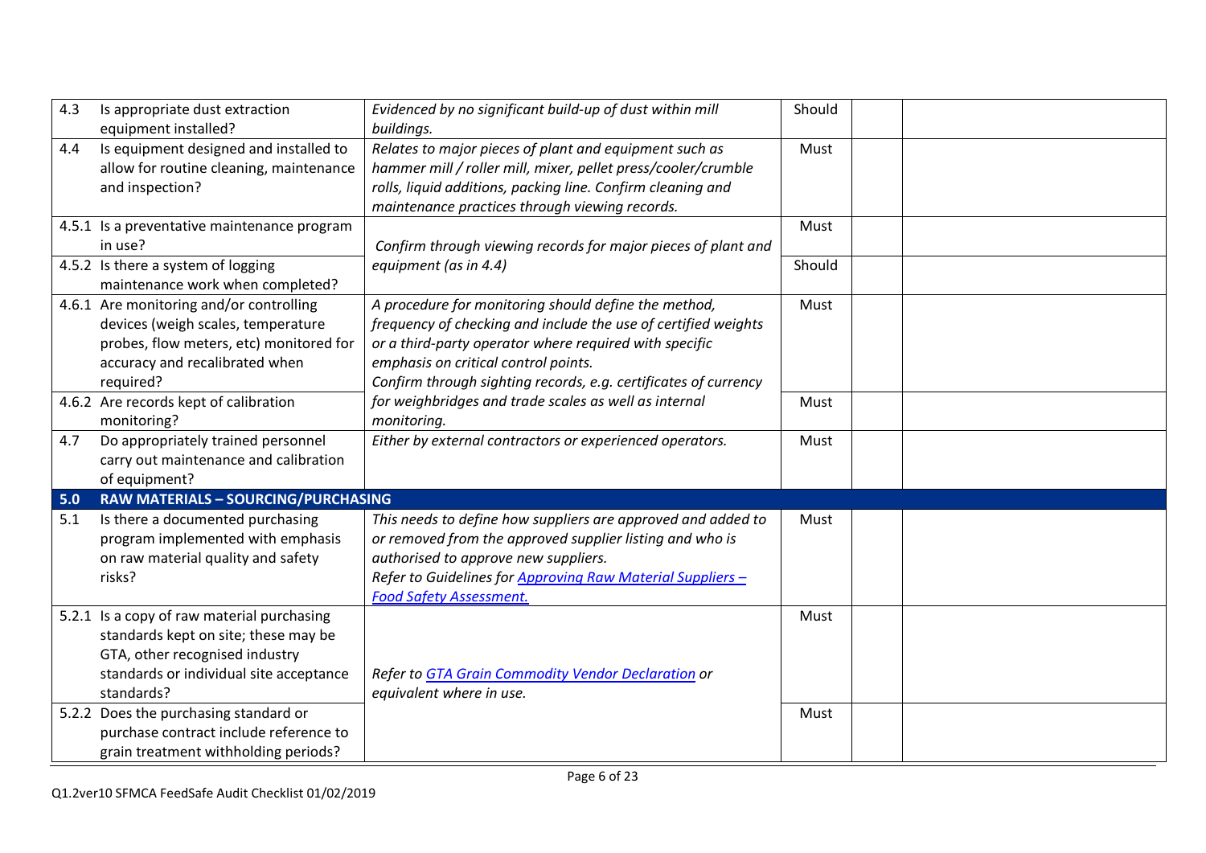| | | | | | |
|---|---|---|---|---|---|
| 4.3 | Is appropriate dust extraction equipment installed? | *Evidenced by no significant build-up of dust within mill buildings.* | Should | | |
| 4.4 | Is equipment designed and installed to allow for routine cleaning, maintenance and inspection? | *Relates to major pieces of plant and equipment such as hammer mill / roller mill, mixer, pellet press/cooler/crumble rolls, liquid additions, packing line. Confirm cleaning and maintenance practices through viewing records.* | Must | | |
| 4.5.1 | Is a preventative maintenance program in use? | *Confirm through viewing records for major pieces of plant and equipment (as in 4.4)* | Must | | |
| 4.5.2 | Is there a system of logging maintenance work when completed? | | Should | | |
| 4.6.1 | Are monitoring and/or controlling devices (weigh scales, temperature probes, flow meters, etc) monitored for accuracy and recalibrated when required? | *A procedure for monitoring should define the method, frequency of checking and include the use of certified weights or a third-party operator where required with specific emphasis on critical control points. Confirm through sighting records, e.g. certificates of currency for weighbridges and trade scales as well as internal monitoring.* | Must | | |
| 4.6.2 | Are records kept of calibration monitoring? | | Must | | |
| 4.7 | Do appropriately trained personnel carry out maintenance and calibration of equipment? | *Either by external contractors or experienced operators.* | Must | | |
| **5.0** | **RAW MATERIALS – SOURCING/PURCHASING** | | | | |
| 5.1 | Is there a documented purchasing program implemented with emphasis on raw material quality and safety risks? | *This needs to define how suppliers are approved and added to or removed from the approved supplier listing and who is authorised to approve new suppliers. Refer to Guidelines for Approving Raw Material Suppliers – Food Safety Assessment.* | Must | | |
| 5.2.1 | Is a copy of raw material purchasing standards kept on site; these may be GTA, other recognised industry standards or individual site acceptance standards? | *Refer to GTA Grain Commodity Vendor Declaration or equivalent where in use.* | Must | | |
| 5.2.2 | Does the purchasing standard or purchase contract include reference to grain treatment withholding periods? | | Must | | |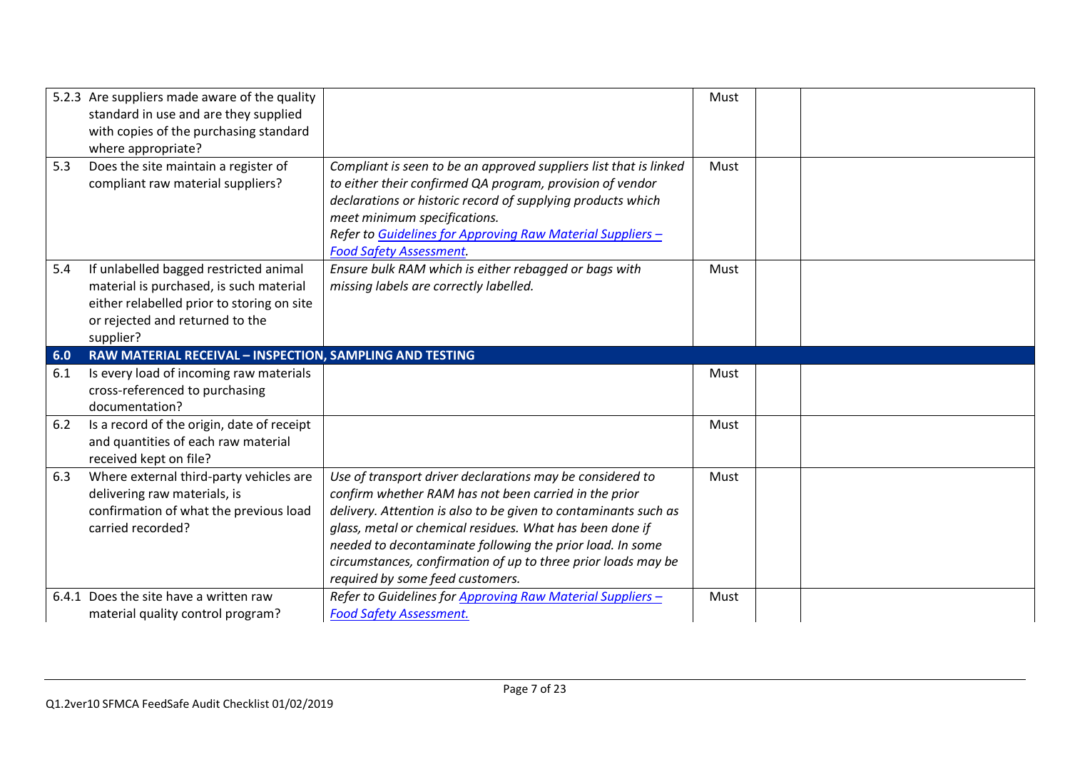| | | | | | |
|---|---|---|---|---|---|
| 5.2.3 | Are suppliers made aware of the quality standard in use and are they supplied with copies of the purchasing standard where appropriate? | | Must | | |
| 5.3 | Does the site maintain a register of compliant raw material suppliers? | *Compliant is seen to be an approved suppliers list that is linked to either their confirmed QA program, provision of vendor declarations or historic record of supplying products which meet minimum specifications.* *Refer to Guidelines for Approving Raw Material Suppliers – Food Safety Assessment.* | Must | | |
| 5.4 | If unlabelled bagged restricted animal material is purchased, is such material either relabelled prior to storing on site or rejected and returned to the supplier? | *Ensure bulk RAM which is either rebagged or bags with missing labels are correctly labelled.* | Must | | |
| **6.0** | **RAW MATERIAL RECEIVAL – INSPECTION, SAMPLING AND TESTING** | | | | |
| 6.1 | Is every load of incoming raw materials cross-referenced to purchasing documentation? | | Must | | |
| 6.2 | Is a record of the origin, date of receipt and quantities of each raw material received kept on file? | | Must | | |
| 6.3 | Where external third-party vehicles are delivering raw materials, is confirmation of what the previous load carried recorded? | *Use of transport driver declarations may be considered to confirm whether RAM has not been carried in the prior delivery. Attention is also to be given to contaminants such as glass, metal or chemical residues. What has been done if needed to decontaminate following the prior load. In some circumstances, confirmation of up to three prior loads may be required by some feed customers.* | Must | | |
| 6.4.1 | Does the site have a written raw material quality control program? | *Refer to Guidelines for Approving Raw Material Suppliers – Food Safety Assessment.* | Must | | |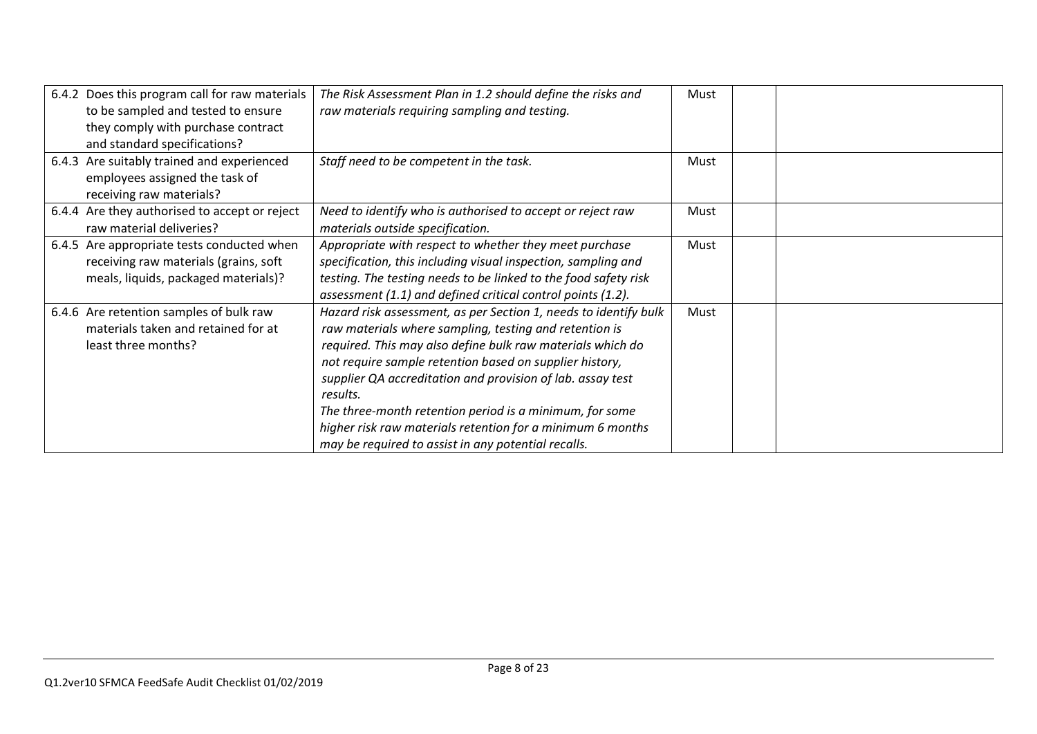| | | | | |
|---|---|---|---|---|
| 6.4.2 Does this program call for raw materials to be sampled and tested to ensure they comply with purchase contract and standard specifications? | *The Risk Assessment Plan in 1.2 should define the risks and raw materials requiring sampling and testing.* | Must | | |
| 6.4.3 Are suitably trained and experienced employees assigned the task of receiving raw materials? | *Staff need to be competent in the task.* | Must | | |
| 6.4.4 Are they authorised to accept or reject raw material deliveries? | *Need to identify who is authorised to accept or reject raw materials outside specification.* | Must | | |
| 6.4.5 Are appropriate tests conducted when receiving raw materials (grains, soft meals, liquids, packaged materials)? | *Appropriate with respect to whether they meet purchase specification, this including visual inspection, sampling and testing. The testing needs to be linked to the food safety risk assessment (1.1) and defined critical control points (1.2).* | Must | | |
| 6.4.6 Are retention samples of bulk raw materials taken and retained for at least three months? | *Hazard risk assessment, as per Section 1, needs to identify bulk raw materials where sampling, testing and retention is required. This may also define bulk raw materials which do not require sample retention based on supplier history, supplier QA accreditation and provision of lab. assay test results.*<br>*The three-month retention period is a minimum, for some higher risk raw materials retention for a minimum 6 months may be required to assist in any potential recalls.* | Must | | |

Q1.2ver10 SFMCA FeedSafe Audit Checklist 01/02/2019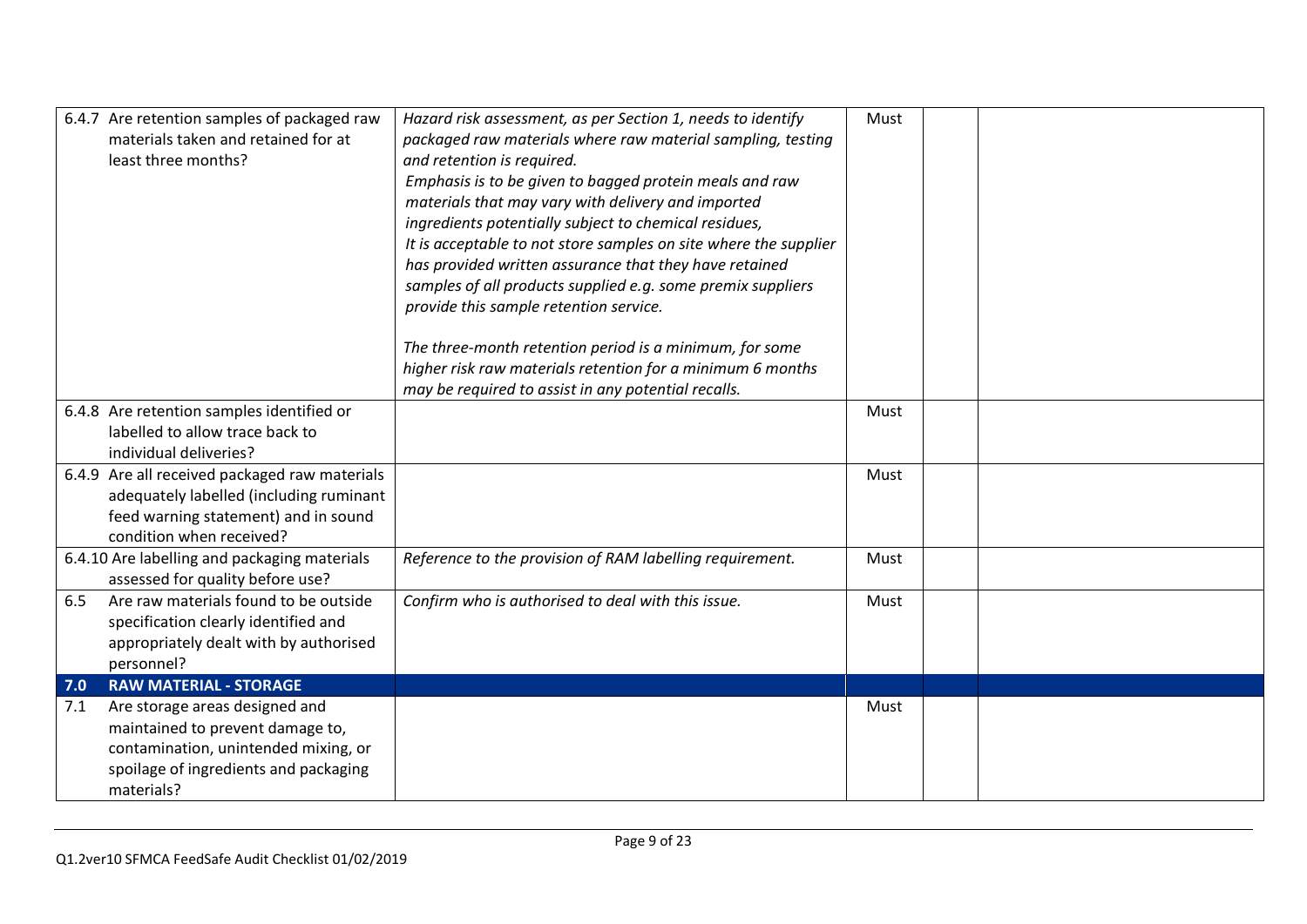| | | | | |
|---|---|---|---|---|
| 6.4.7 Are retention samples of packaged raw materials taken and retained for at least three months? | *Hazard risk assessment, as per Section 1, needs to identify packaged raw materials where raw material sampling, testing and retention is required.*<br>*Emphasis is to be given to bagged protein meals and raw materials that may vary with delivery and imported ingredients potentially subject to chemical residues,*<br>*It is acceptable to not store samples on site where the supplier has provided written assurance that they have retained samples of all products supplied e.g. some premix suppliers provide this sample retention service.*<br><br>*The three-month retention period is a minimum, for some higher risk raw materials retention for a minimum 6 months may be required to assist in any potential recalls.* | Must | | |
| 6.4.8 Are retention samples identified or labelled to allow trace back to individual deliveries? | | Must | | |
| 6.4.9 Are all received packaged raw materials adequately labelled (including ruminant feed warning statement) and in sound condition when received? | | Must | | |
| 6.4.10 Are labelling and packaging materials assessed for quality before use? | *Reference to the provision of RAM labelling requirement.* | Must | | |
| 6.5 Are raw materials found to be outside specification clearly identified and appropriately dealt with by authorised personnel? | *Confirm who is authorised to deal with this issue.* | Must | | |
| **7.0 RAW MATERIAL - STORAGE** | | | | |
| 7.1 Are storage areas designed and maintained to prevent damage to, contamination, unintended mixing, or spoilage of ingredients and packaging materials? | | Must | | |

Q1.2ver10 SFMCA FeedSafe Audit Checklist 01/02/2019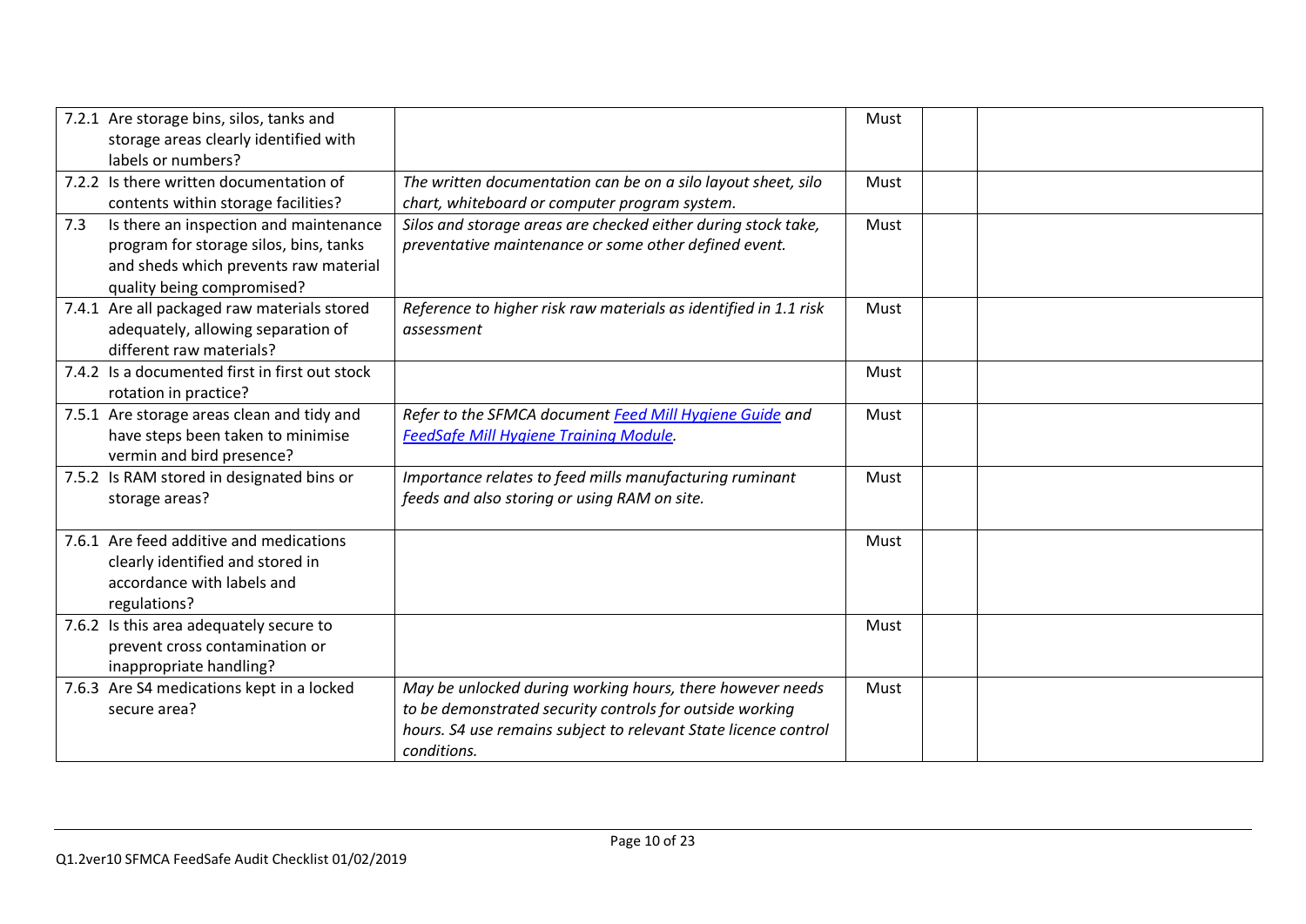| | | | | |
|---|---|---|---|---|
| 7.2.1 Are storage bins, silos, tanks and storage areas clearly identified with labels or numbers? | | Must | | |
| 7.2.2 Is there written documentation of contents within storage facilities? | *The written documentation can be on a silo layout sheet, silo chart, whiteboard or computer program system.* | Must | | |
| 7.3 Is there an inspection and maintenance program for storage silos, bins, tanks and sheds which prevents raw material quality being compromised? | *Silos and storage areas are checked either during stock take, preventative maintenance or some other defined event.* | Must | | |
| 7.4.1 Are all packaged raw materials stored adequately, allowing separation of different raw materials? | *Reference to higher risk raw materials as identified in 1.1 risk assessment* | Must | | |
| 7.4.2 Is a documented first in first out stock rotation in practice? | | Must | | |
| 7.5.1 Are storage areas clean and tidy and have steps been taken to minimise vermin and bird presence? | *Refer to the SFMCA document Feed Mill Hygiene Guide and FeedSafe Mill Hygiene Training Module.* | Must | | |
| 7.5.2 Is RAM stored in designated bins or storage areas? | *Importance relates to feed mills manufacturing ruminant feeds and also storing or using RAM on site.* | Must | | |
| 7.6.1 Are feed additive and medications clearly identified and stored in accordance with labels and regulations? | | Must | | |
| 7.6.2 Is this area adequately secure to prevent cross contamination or inappropriate handling? | | Must | | |
| 7.6.3 Are S4 medications kept in a locked secure area? | *May be unlocked during working hours, there however needs to be demonstrated security controls for outside working hours. S4 use remains subject to relevant State licence control conditions.* | Must | | |

Q1.2ver10 SFMCA FeedSafe Audit Checklist 01/02/2019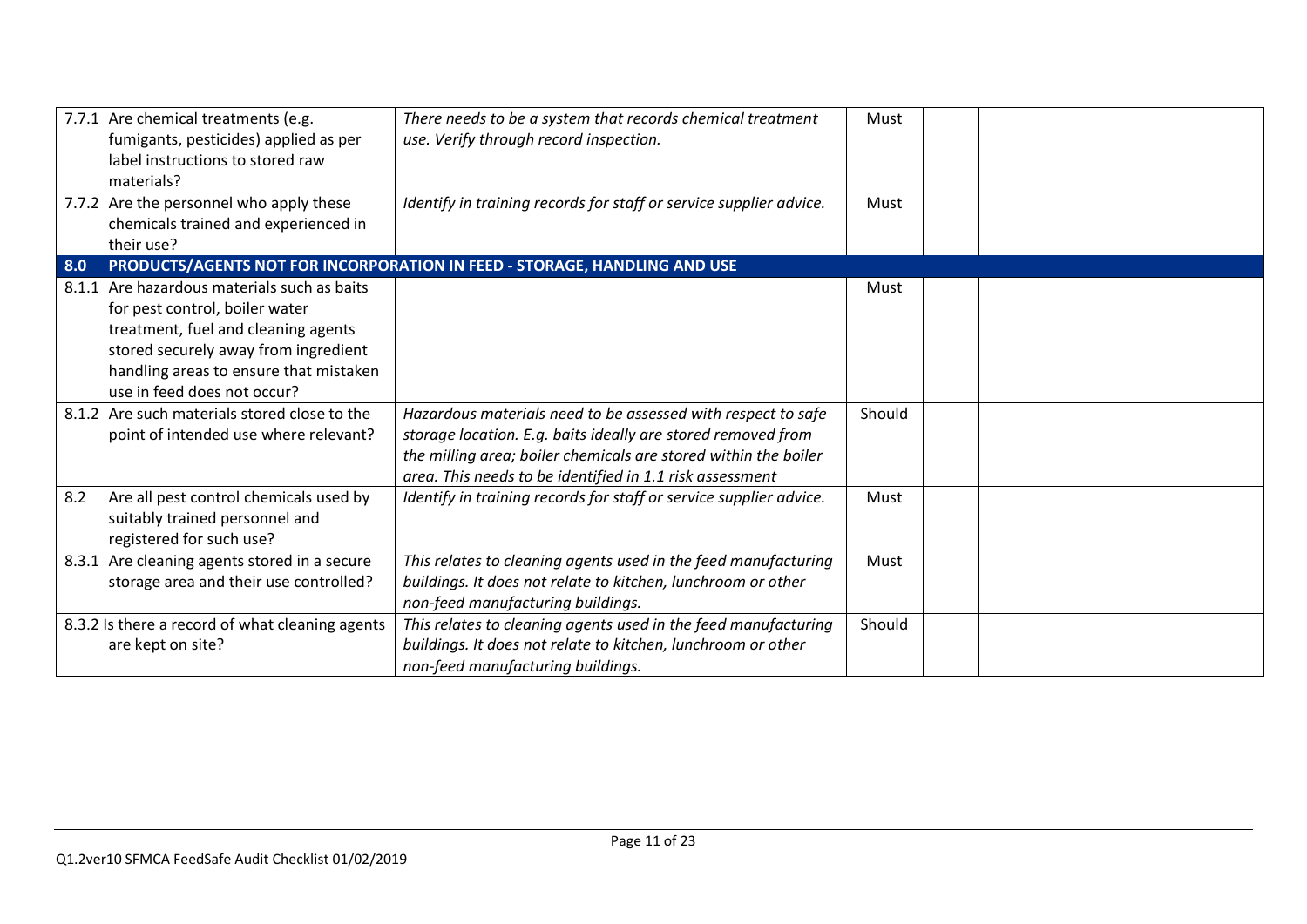| | | | | |
|---|---|---|---|---|
| 7.7.1 Are chemical treatments (e.g. fumigants, pesticides) applied as per label instructions to stored raw materials? | *There needs to be a system that records chemical treatment use. Verify through record inspection.* | Must | | |
| 7.7.2 Are the personnel who apply these chemicals trained and experienced in their use? | *Identify in training records for staff or service supplier advice.* | Must | | |
| **8.0 PRODUCTS/AGENTS NOT FOR INCORPORATION IN FEED - STORAGE, HANDLING AND USE** | | | | |
| 8.1.1 Are hazardous materials such as baits for pest control, boiler water treatment, fuel and cleaning agents stored securely away from ingredient handling areas to ensure that mistaken use in feed does not occur? | | Must | | |
| 8.1.2 Are such materials stored close to the point of intended use where relevant? | *Hazardous materials need to be assessed with respect to safe storage location. E.g. baits ideally are stored removed from the milling area; boiler chemicals are stored within the boiler area. This needs to be identified in 1.1 risk assessment* | Should | | |
| 8.2 Are all pest control chemicals used by suitably trained personnel and registered for such use? | *Identify in training records for staff or service supplier advice.* | Must | | |
| 8.3.1 Are cleaning agents stored in a secure storage area and their use controlled? | *This relates to cleaning agents used in the feed manufacturing buildings. It does not relate to kitchen, lunchroom or other non-feed manufacturing buildings.* | Must | | |
| 8.3.2 Is there a record of what cleaning agents are kept on site? | *This relates to cleaning agents used in the feed manufacturing buildings. It does not relate to kitchen, lunchroom or other non-feed manufacturing buildings.* | Should | | |

Q1.2ver10 SFMCA FeedSafe Audit Checklist 01/02/2019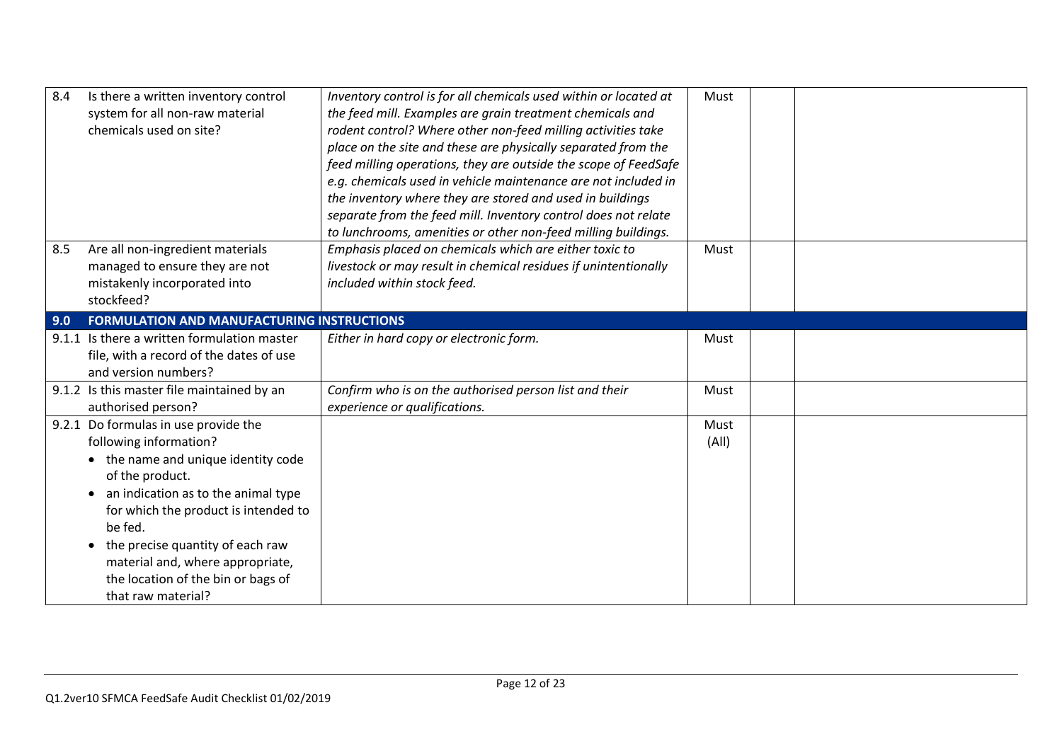| | | | | |
|---|---|---|---|---|
| 8.4 Is there a written inventory control system for all non-raw material chemicals used on site? | *Inventory control is for all chemicals used within or located at the feed mill. Examples are grain treatment chemicals and rodent control? Where other non-feed milling activities take place on the site and these are physically separated from the feed milling operations, they are outside the scope of FeedSafe e.g. chemicals used in vehicle maintenance are not included in the inventory where they are stored and used in buildings separate from the feed mill. Inventory control does not relate to lunchrooms, amenities or other non-feed milling buildings.* | Must | | |
| 8.5 Are all non-ingredient materials managed to ensure they are not mistakenly incorporated into stockfeed? | *Emphasis placed on chemicals which are either toxic to livestock or may result in chemical residues if unintentionally included within stock feed.* | Must | | |
| **9.0 FORMULATION AND MANUFACTURING INSTRUCTIONS** | | | | |
| 9.1.1 Is there a written formulation master file, with a record of the dates of use and version numbers? | *Either in hard copy or electronic form.* | Must | | |
| 9.1.2 Is this master file maintained by an authorised person? | *Confirm who is on the authorised person list and their experience or qualifications.* | Must | | |
| 9.2.1 Do formulas in use provide the following information?<br>• the name and unique identity code of the product.<br>• an indication as to the animal type for which the product is intended to be fed.<br>• the precise quantity of each raw material and, where appropriate, the location of the bin or bags of that raw material? | | Must (All) | | |

Q1.2ver10 SFMCA FeedSafe Audit Checklist 01/02/2019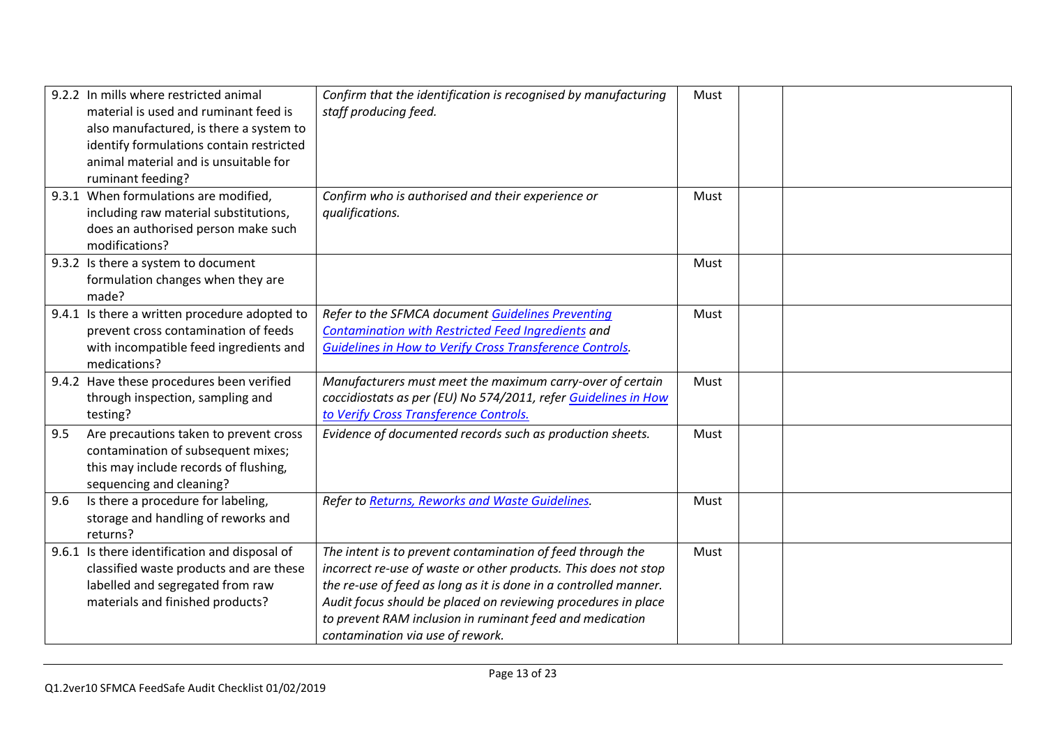| | | | | |
|---|---|---|---|---|
| 9.2.2 In mills where restricted animal material is used and ruminant feed is also manufactured, is there a system to identify formulations contain restricted animal material and is unsuitable for ruminant feeding? | *Confirm that the identification is recognised by manufacturing staff producing feed.* | Must | | |
| 9.3.1 When formulations are modified, including raw material substitutions, does an authorised person make such modifications? | *Confirm who is authorised and their experience or qualifications.* | Must | | |
| 9.3.2 Is there a system to document formulation changes when they are made? | | Must | | |
| 9.4.1 Is there a written procedure adopted to prevent cross contamination of feeds with incompatible feed ingredients and medications? | *Refer to the SFMCA document Guidelines Preventing Contamination with Restricted Feed Ingredients and Guidelines in How to Verify Cross Transference Controls.* | Must | | |
| 9.4.2 Have these procedures been verified through inspection, sampling and testing? | *Manufacturers must meet the maximum carry-over of certain coccidiostats as per (EU) No 574/2011, refer Guidelines in How to Verify Cross Transference Controls.* | Must | | |
| 9.5 Are precautions taken to prevent cross contamination of subsequent mixes; this may include records of flushing, sequencing and cleaning? | *Evidence of documented records such as production sheets.* | Must | | |
| 9.6 Is there a procedure for labeling, storage and handling of reworks and returns? | *Refer to Returns, Reworks and Waste Guidelines.* | Must | | |
| 9.6.1 Is there identification and disposal of classified waste products and are these labelled and segregated from raw materials and finished products? | *The intent is to prevent contamination of feed through the incorrect re-use of waste or other products. This does not stop the re-use of feed as long as it is done in a controlled manner. Audit focus should be placed on reviewing procedures in place to prevent RAM inclusion in ruminant feed and medication contamination via use of rework.* | Must | | |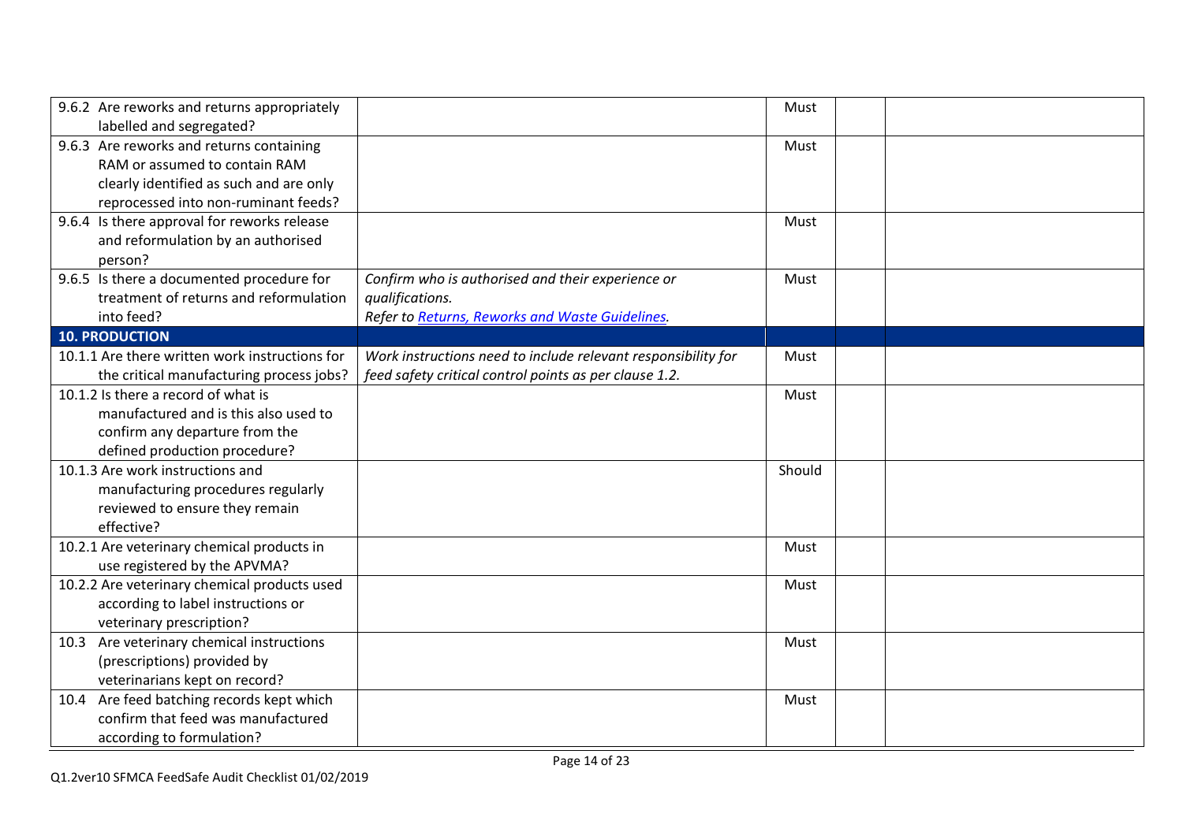| | | | | |
|---|---|---|---|---|
| 9.6.2 Are reworks and returns appropriately labelled and segregated? | | Must | | |
| 9.6.3 Are reworks and returns containing RAM or assumed to contain RAM clearly identified as such and are only reprocessed into non-ruminant feeds? | | Must | | |
| 9.6.4 Is there approval for reworks release and reformulation by an authorised person? | | Must | | |
| 9.6.5 Is there a documented procedure for treatment of returns and reformulation into feed? | *Confirm who is authorised and their experience or qualifications.* *Refer to [Returns, Reworks and Waste Guidelines](#).* | Must | | |
| **10. PRODUCTION** | | | | |
| 10.1.1 Are there written work instructions for the critical manufacturing process jobs? | *Work instructions need to include relevant responsibility for feed safety critical control points as per clause 1.2.* | Must | | |
| 10.1.2 Is there a record of what is manufactured and is this also used to confirm any departure from the defined production procedure? | | Must | | |
| 10.1.3 Are work instructions and manufacturing procedures regularly reviewed to ensure they remain effective? | | Should | | |
| 10.2.1 Are veterinary chemical products in use registered by the APVMA? | | Must | | |
| 10.2.2 Are veterinary chemical products used according to label instructions or veterinary prescription? | | Must | | |
| 10.3 Are veterinary chemical instructions (prescriptions) provided by veterinarians kept on record? | | Must | | |
| 10.4 Are feed batching records kept which confirm that feed was manufactured according to formulation? | | Must | | |

Q1.2ver10 SFMCA FeedSafe Audit Checklist 01/02/2019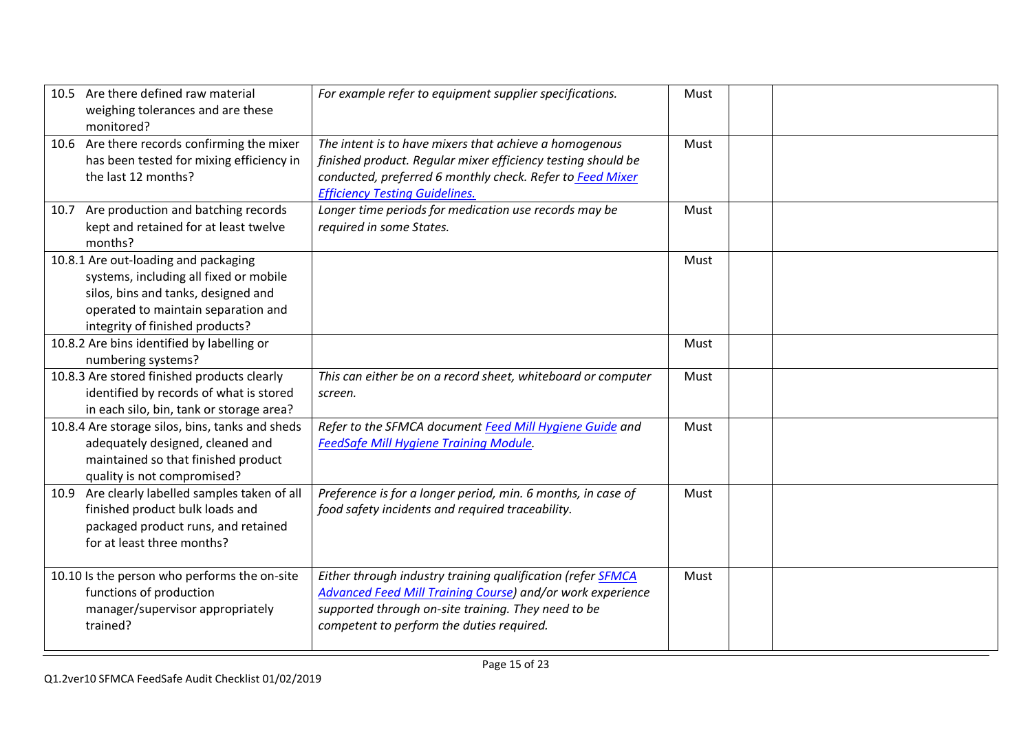| | | | | |
|---|---|---|---|---|
| 10.5 Are there defined raw material weighing tolerances and are these monitored? | *For example refer to equipment supplier specifications.* | Must | | |
| 10.6 Are there records confirming the mixer has been tested for mixing efficiency in the last 12 months? | *The intent is to have mixers that achieve a homogenous finished product. Regular mixer efficiency testing should be conducted, preferred 6 monthly check. Refer to Feed Mixer Efficiency Testing Guidelines.* | Must | | |
| 10.7 Are production and batching records kept and retained for at least twelve months? | *Longer time periods for medication use records may be required in some States.* | Must | | |
| 10.8.1 Are out-loading and packaging systems, including all fixed or mobile silos, bins and tanks, designed and operated to maintain separation and integrity of finished products? | | Must | | |
| 10.8.2 Are bins identified by labelling or numbering systems? | | Must | | |
| 10.8.3 Are stored finished products clearly identified by records of what is stored in each silo, bin, tank or storage area? | *This can either be on a record sheet, whiteboard or computer screen.* | Must | | |
| 10.8.4 Are storage silos, bins, tanks and sheds adequately designed, cleaned and maintained so that finished product quality is not compromised? | *Refer to the SFMCA document Feed Mill Hygiene Guide and FeedSafe Mill Hygiene Training Module.* | Must | | |
| 10.9 Are clearly labelled samples taken of all finished product bulk loads and packaged product runs, and retained for at least three months? | *Preference is for a longer period, min. 6 months, in case of food safety incidents and required traceability.* | Must | | |
| 10.10 Is the person who performs the on-site functions of production manager/supervisor appropriately trained? | *Either through industry training qualification (refer SFMCA Advanced Feed Mill Training Course) and/or work experience supported through on-site training. They need to be competent to perform the duties required.* | Must | | |

Q1.2ver10 SFMCA FeedSafe Audit Checklist 01/02/2019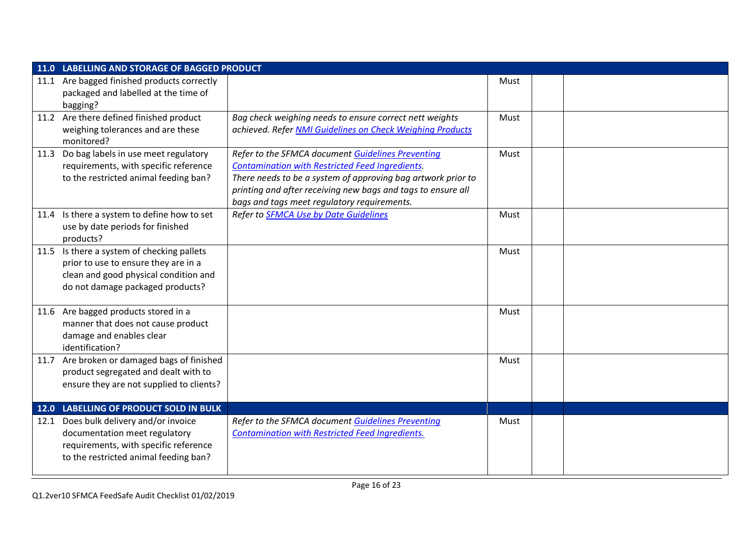| 11.0 LABELLING AND STORAGE OF BAGGED PRODUCT | | | | |
|---|---|---|---|---|
| 11.1 Are bagged finished products correctly packaged and labelled at the time of bagging? | | Must | | |
| 11.2 Are there defined finished product weighing tolerances and are these monitored? | *Bag check weighing needs to ensure correct nett weights achieved. Refer NMI Guidelines on Check Weighing Products* | Must | | |
| 11.3 Do bag labels in use meet regulatory requirements, with specific reference to the restricted animal feeding ban? | *Refer to the SFMCA document Guidelines Preventing Contamination with Restricted Feed Ingredients. There needs to be a system of approving bag artwork prior to printing and after receiving new bags and tags to ensure all bags and tags meet regulatory requirements.* | Must | | |
| 11.4 Is there a system to define how to set use by date periods for finished products? | *Refer to SFMCA Use by Date Guidelines* | Must | | |
| 11.5 Is there a system of checking pallets prior to use to ensure they are in a clean and good physical condition and do not damage packaged products? | | Must | | |
| 11.6 Are bagged products stored in a manner that does not cause product damage and enables clear identification? | | Must | | |
| 11.7 Are broken or damaged bags of finished product segregated and dealt with to ensure they are not supplied to clients? | | Must | | |
| **12.0 LABELLING OF PRODUCT SOLD IN BULK** | | | | |
| 12.1 Does bulk delivery and/or invoice documentation meet regulatory requirements, with specific reference to the restricted animal feeding ban? | *Refer to the SFMCA document Guidelines Preventing Contamination with Restricted Feed Ingredients.* | Must | | |

Q1.2ver10 SFMCA FeedSafe Audit Checklist 01/02/2019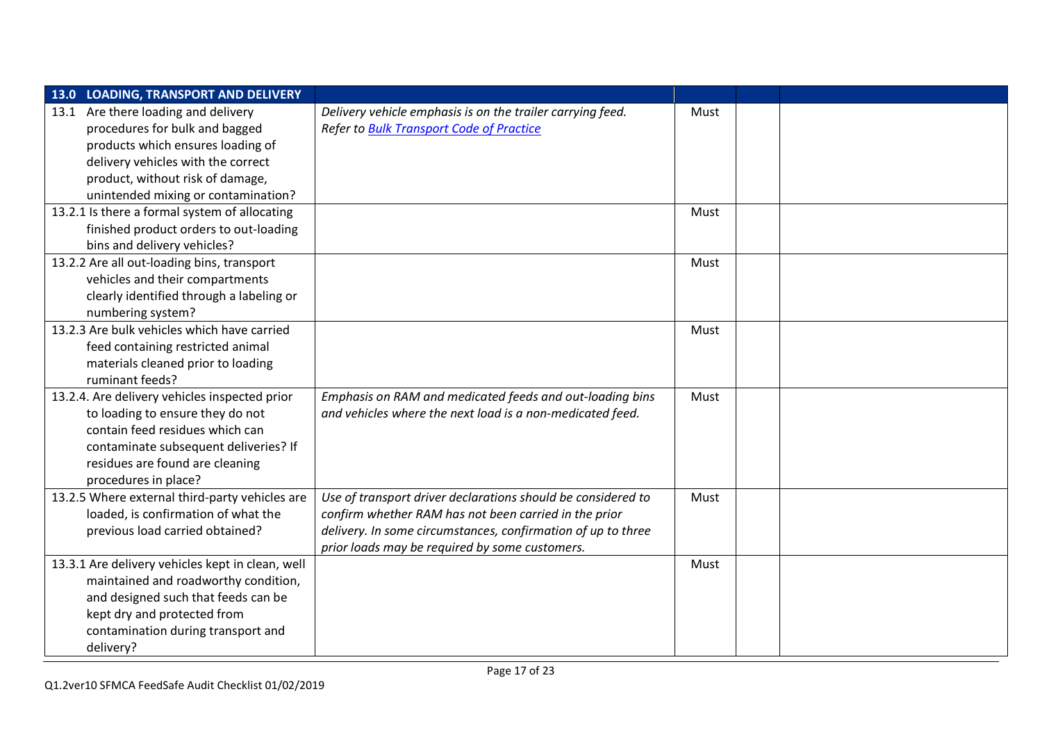| 13.0 LOADING, TRANSPORT AND DELIVERY | | | | |
| --- | --- | --- | --- | --- |
| 13.1 Are there loading and delivery procedures for bulk and bagged products which ensures loading of delivery vehicles with the correct product, without risk of damage, unintended mixing or contamination? | *Delivery vehicle emphasis is on the trailer carrying feed. Refer to [Bulk Transport Code of Practice]()* | Must | | |
| 13.2.1 Is there a formal system of allocating finished product orders to out-loading bins and delivery vehicles? | | Must | | |
| 13.2.2 Are all out-loading bins, transport vehicles and their compartments clearly identified through a labeling or numbering system? | | Must | | |
| 13.2.3 Are bulk vehicles which have carried feed containing restricted animal materials cleaned prior to loading ruminant feeds? | | Must | | |
| 13.2.4. Are delivery vehicles inspected prior to loading to ensure they do not contain feed residues which can contaminate subsequent deliveries? If residues are found are cleaning procedures in place? | *Emphasis on RAM and medicated feeds and out-loading bins and vehicles where the next load is a non-medicated feed.* | Must | | |
| 13.2.5 Where external third-party vehicles are loaded, is confirmation of what the previous load carried obtained? | *Use of transport driver declarations should be considered to confirm whether RAM has not been carried in the prior delivery. In some circumstances, confirmation of up to three prior loads may be required by some customers.* | Must | | |
| 13.3.1 Are delivery vehicles kept in clean, well maintained and roadworthy condition, and designed such that feeds can be kept dry and protected from contamination during transport and delivery? | | Must | | |

Q1.2ver10 SFMCA FeedSafe Audit Checklist 01/02/2019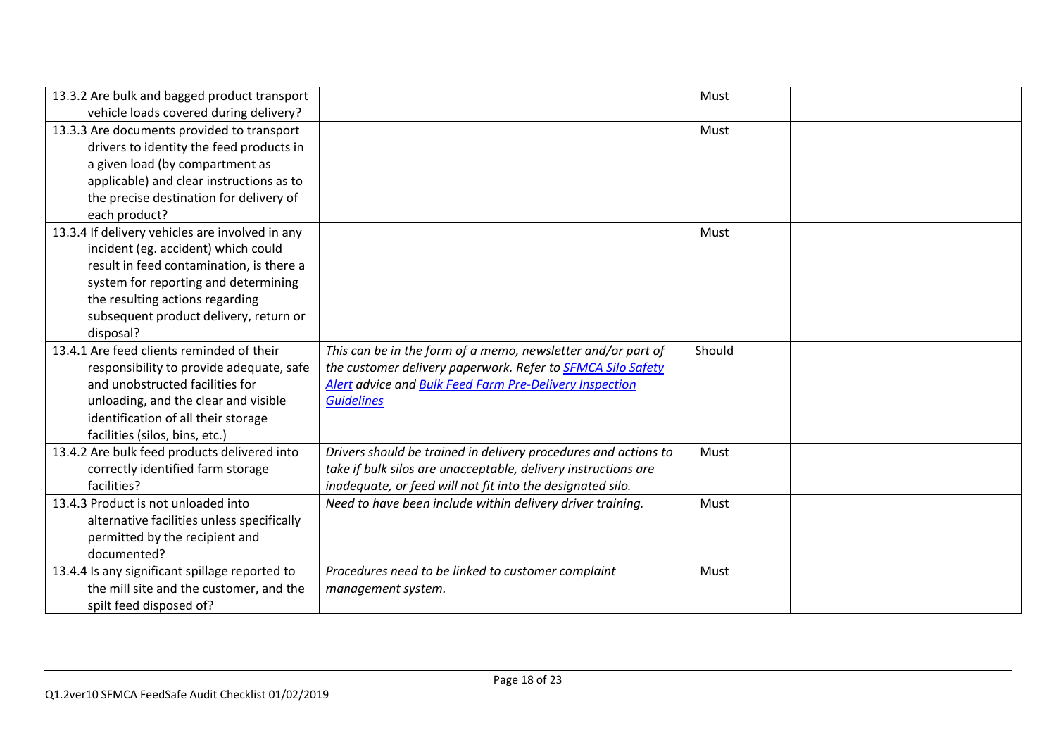| | | | | |
|---|---|---|---|---|
| 13.3.2 Are bulk and bagged product transport vehicle loads covered during delivery? | | Must | | |
| 13.3.3 Are documents provided to transport drivers to identity the feed products in a given load (by compartment as applicable) and clear instructions as to the precise destination for delivery of each product? | | Must | | |
| 13.3.4 If delivery vehicles are involved in any incident (eg. accident) which could result in feed contamination, is there a system for reporting and determining the resulting actions regarding subsequent product delivery, return or disposal? | | Must | | |
| 13.4.1 Are feed clients reminded of their responsibility to provide adequate, safe and unobstructed facilities for unloading, and the clear and visible identification of all their storage facilities (silos, bins, etc.) | *This can be in the form of a memo, newsletter and/or part of the customer delivery paperwork. Refer to SFMCA Silo Safety Alert advice and Bulk Feed Farm Pre-Delivery Inspection Guidelines* | Should | | |
| 13.4.2 Are bulk feed products delivered into correctly identified farm storage facilities? | *Drivers should be trained in delivery procedures and actions to take if bulk silos are unacceptable, delivery instructions are inadequate, or feed will not fit into the designated silo.* | Must | | |
| 13.4.3 Product is not unloaded into alternative facilities unless specifically permitted by the recipient and documented? | *Need to have been include within delivery driver training.* | Must | | |
| 13.4.4 Is any significant spillage reported to the mill site and the customer, and the spilt feed disposed of? | *Procedures need to be linked to customer complaint management system.* | Must | | |

Q1.2ver10 SFMCA FeedSafe Audit Checklist 01/02/2019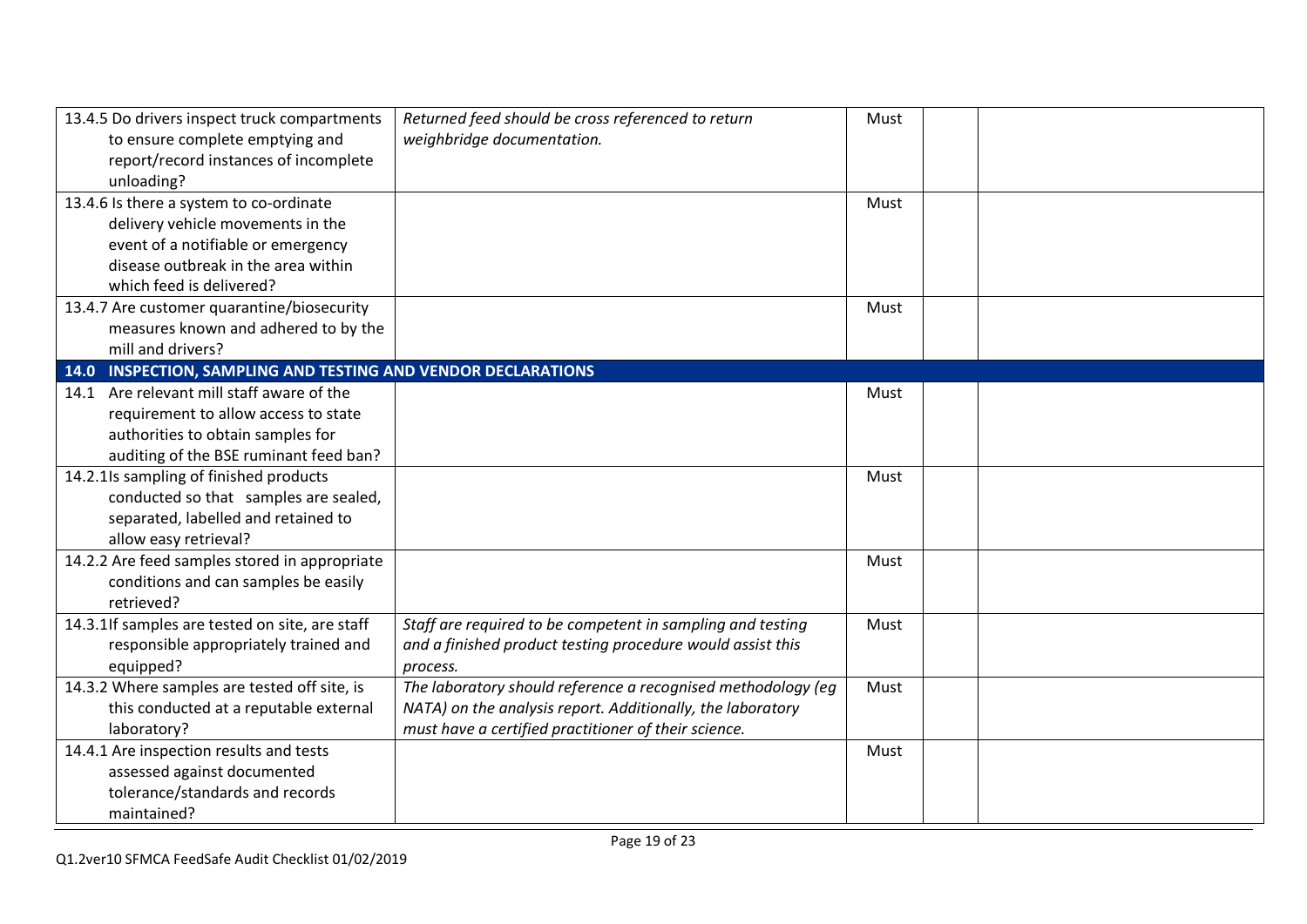| | | | | |
|---|---|---|---|---|
| 13.4.5 Do drivers inspect truck compartments to ensure complete emptying and report/record instances of incomplete unloading? | *Returned feed should be cross referenced to return weighbridge documentation.* | Must | | |
| 13.4.6 Is there a system to co-ordinate delivery vehicle movements in the event of a notifiable or emergency disease outbreak in the area within which feed is delivered? | | Must | | |
| 13.4.7 Are customer quarantine/biosecurity measures known and adhered to by the mill and drivers? | | Must | | |
| **14.0 INSPECTION, SAMPLING AND TESTING AND VENDOR DECLARATIONS** | | | | |
| 14.1 Are relevant mill staff aware of the requirement to allow access to state authorities to obtain samples for auditing of the BSE ruminant feed ban? | | Must | | |
| 14.2.1Is sampling of finished products conducted so that samples are sealed, separated, labelled and retained to allow easy retrieval? | | Must | | |
| 14.2.2 Are feed samples stored in appropriate conditions and can samples be easily retrieved? | | Must | | |
| 14.3.1If samples are tested on site, are staff responsible appropriately trained and equipped? | *Staff are required to be competent in sampling and testing and a finished product testing procedure would assist this process.* | Must | | |
| 14.3.2 Where samples are tested off site, is this conducted at a reputable external laboratory? | *The laboratory should reference a recognised methodology (eg NATA) on the analysis report. Additionally, the laboratory must have a certified practitioner of their science.* | Must | | |
| 14.4.1 Are inspection results and tests assessed against documented tolerance/standards and records maintained? | | Must | | |

Q1.2ver10 SFMCA FeedSafe Audit Checklist 01/02/2019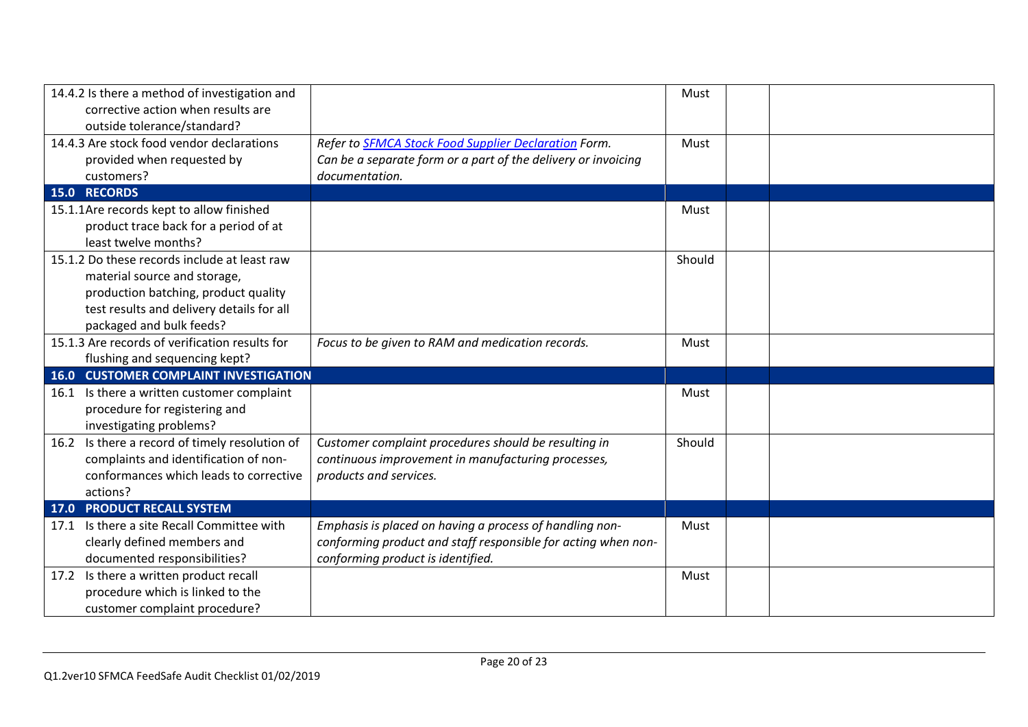| | | | | |
|---|---|---|---|---|
| 14.4.2 Is there a method of investigation and corrective action when results are outside tolerance/standard? | | Must | | |
| 14.4.3 Are stock food vendor declarations provided when requested by customers? | *Refer to [SFMCA Stock Food Supplier Declaration]() Form. Can be a separate form or a part of the delivery or invoicing documentation.* | Must | | |
| **15.0 RECORDS** | | | | |
| 15.1.1 Are records kept to allow finished product trace back for a period of at least twelve months? | | Must | | |
| 15.1.2 Do these records include at least raw material source and storage, production batching, product quality test results and delivery details for all packaged and bulk feeds? | | Should | | |
| 15.1.3 Are records of verification results for flushing and sequencing kept? | *Focus to be given to RAM and medication records.* | Must | | |
| **16.0 CUSTOMER COMPLAINT INVESTIGATION** | | | | |
| 16.1 Is there a written customer complaint procedure for registering and investigating problems? | | Must | | |
| 16.2 Is there a record of timely resolution of complaints and identification of non-conformances which leads to corrective actions? | *Customer complaint procedures should be resulting in continuous improvement in manufacturing processes, products and services.* | Should | | |
| **17.0 PRODUCT RECALL SYSTEM** | | | | |
| 17.1 Is there a site Recall Committee with clearly defined members and documented responsibilities? | *Emphasis is placed on having a process of handling non-conforming product and staff responsible for acting when non-conforming product is identified.* | Must | | |
| 17.2 Is there a written product recall procedure which is linked to the customer complaint procedure? | | Must | | |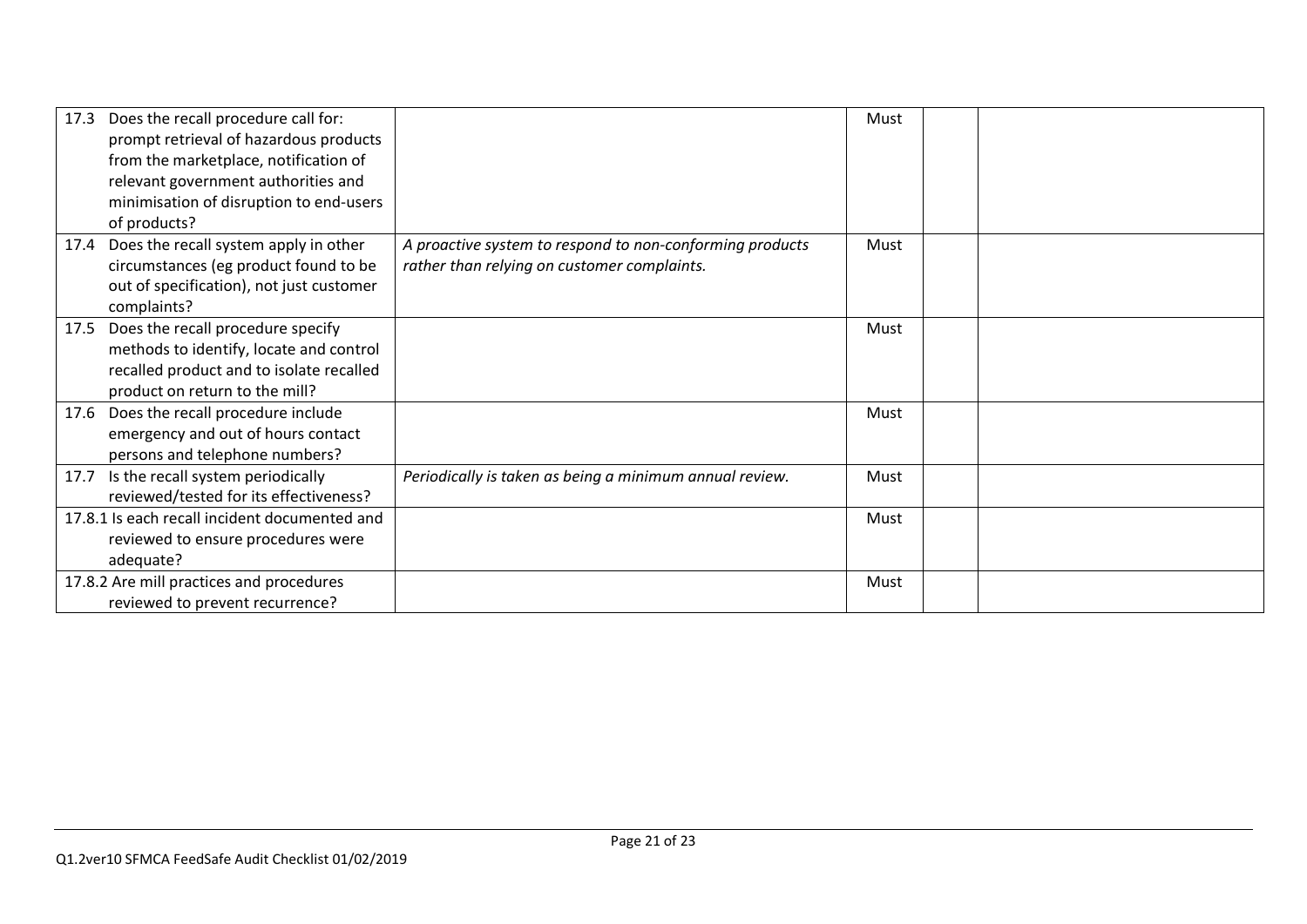| | | | | |
|---|---|---|---|---|
| 17.3 Does the recall procedure call for: prompt retrieval of hazardous products from the marketplace, notification of relevant government authorities and minimisation of disruption to end-users of products? | | Must | | |
| 17.4 Does the recall system apply in other circumstances (eg product found to be out of specification), not just customer complaints? | *A proactive system to respond to non-conforming products rather than relying on customer complaints.* | Must | | |
| 17.5 Does the recall procedure specify methods to identify, locate and control recalled product and to isolate recalled product on return to the mill? | | Must | | |
| 17.6 Does the recall procedure include emergency and out of hours contact persons and telephone numbers? | | Must | | |
| 17.7 Is the recall system periodically reviewed/tested for its effectiveness? | *Periodically is taken as being a minimum annual review.* | Must | | |
| 17.8.1 Is each recall incident documented and reviewed to ensure procedures were adequate? | | Must | | |
| 17.8.2 Are mill practices and procedures reviewed to prevent recurrence? | | Must | | |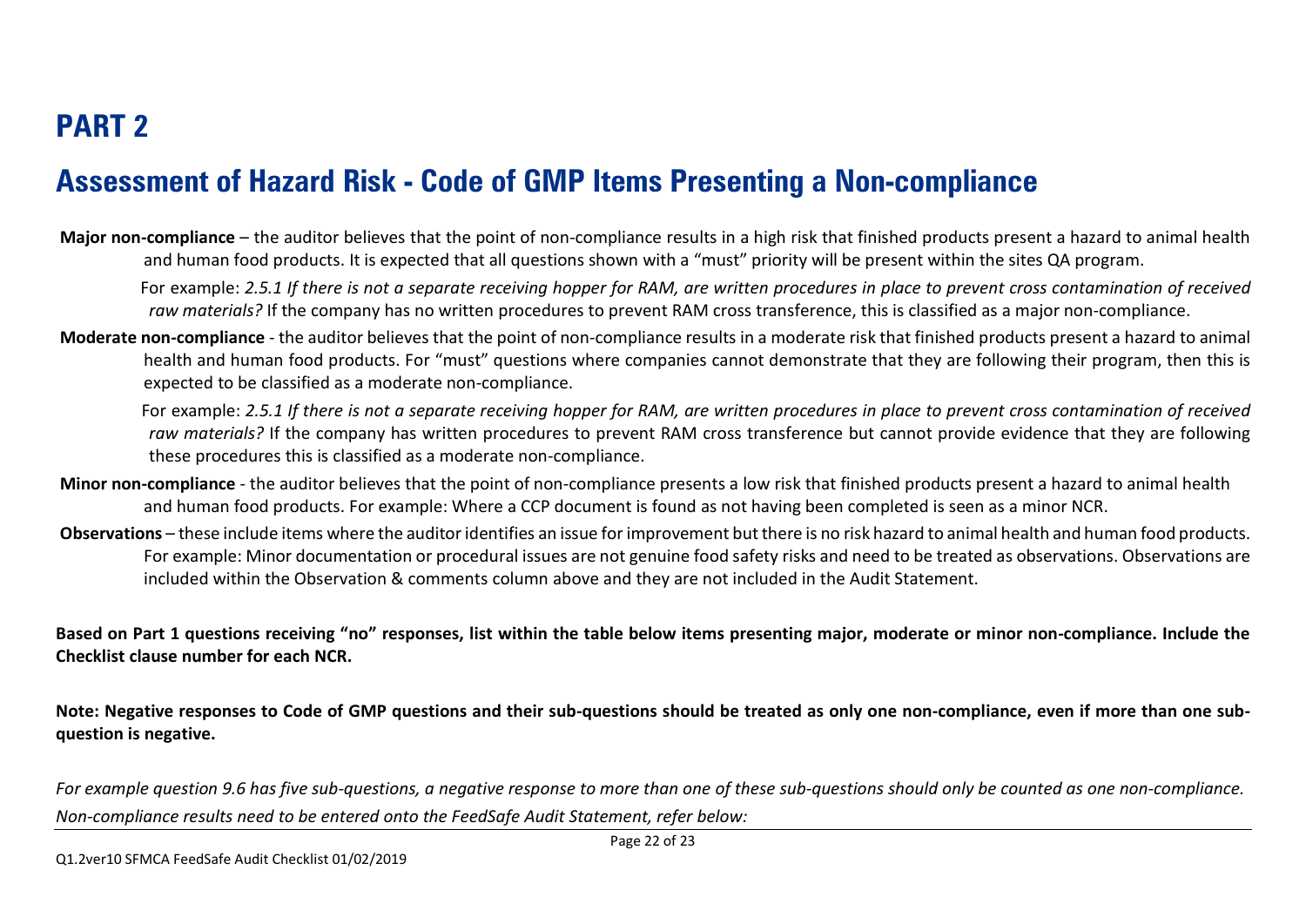# PART 2

## Assessment of Hazard Risk - Code of GMP Items Presenting a Non-compliance

**Major non-compliance** – the auditor believes that the point of non-compliance results in a high risk that finished products present a hazard to animal health and human food products. It is expected that all questions shown with a "must" priority will be present within the sites QA program.

For example: *2.5.1 If there is not a separate receiving hopper for RAM, are written procedures in place to prevent cross contamination of received raw materials?* If the company has no written procedures to prevent RAM cross transference, this is classified as a major non-compliance.

**Moderate non-compliance** - the auditor believes that the point of non-compliance results in a moderate risk that finished products present a hazard to animal health and human food products. For "must" questions where companies cannot demonstrate that they are following their program, then this is expected to be classified as a moderate non-compliance.

For example: *2.5.1 If there is not a separate receiving hopper for RAM, are written procedures in place to prevent cross contamination of received raw materials?* If the company has written procedures to prevent RAM cross transference but cannot provide evidence that they are following these procedures this is classified as a moderate non-compliance.

**Minor non-compliance** - the auditor believes that the point of non-compliance presents a low risk that finished products present a hazard to animal health and human food products. For example: Where a CCP document is found as not having been completed is seen as a minor NCR.

**Observations** – these include items where the auditor identifies an issue for improvement but there is no risk hazard to animal health and human food products. For example: Minor documentation or procedural issues are not genuine food safety risks and need to be treated as observations. Observations are included within the Observation & comments column above and they are not included in the Audit Statement.

**Based on Part 1 questions receiving "no" responses, list within the table below items presenting major, moderate or minor non-compliance. Include the Checklist clause number for each NCR.**

**Note: Negative responses to Code of GMP questions and their sub-questions should be treated as only one non-compliance, even if more than one sub-question is negative.**

*For example question 9.6 has five sub-questions, a negative response to more than one of these sub-questions should only be counted as one non-compliance. Non-compliance results need to be entered onto the FeedSafe Audit Statement, refer below:*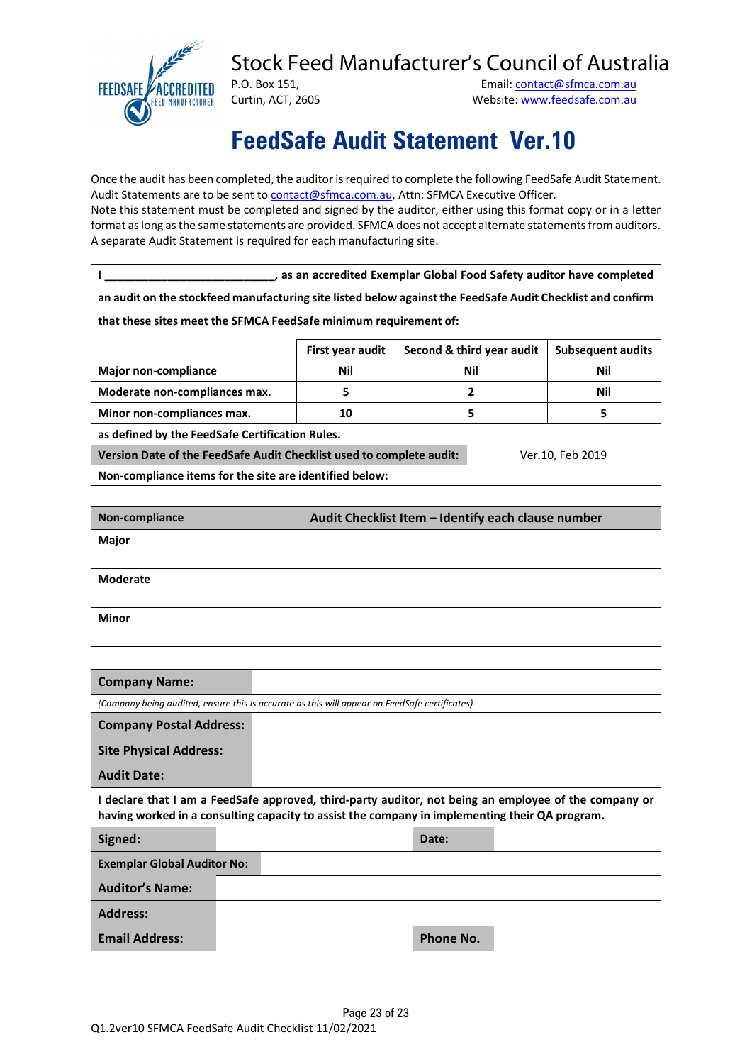FEEDSAFE ACCREDITED FEED MANUFACTURER

# Stock Feed Manufacturer's Council of Australia

P.O. Box 151,
Curtin, ACT, 2605

Email: contact@sfmca.com.au
Website: www.feedsafe.com.au

# FeedSafe Audit Statement Ver.10

Once the audit has been completed, the auditor is required to complete the following FeedSafe Audit Statement. Audit Statements are to be sent to contact@sfmca.com.au, Attn: SFMCA Executive Officer.
Note this statement must be completed and signed by the auditor, either using this format copy or in a letter format as long as the same statements are provided. SFMCA does not accept alternate statements from auditors. A separate Audit Statement is required for each manufacturing site.

**I ___________________________, as an accredited Exemplar Global Food Safety auditor have completed an audit on the stockfeed manufacturing site listed below against the FeedSafe Audit Checklist and confirm that these sites meet the SFMCA FeedSafe minimum requirement of:**

| | First year audit | Second & third year audit | Subsequent audits |
|---|---|---|---|
| **Major non-compliance** | **Nil** | **Nil** | **Nil** |
| **Moderate non-compliances max.** | **5** | **2** | **Nil** |
| **Minor non-compliances max.** | **10** | **5** | **5** |

**as defined by the FeedSafe Certification Rules.**

**Version Date of the FeedSafe Audit Checklist used to complete audit:** Ver.10, Feb 2019

**Non-compliance items for the site are identified below:**

| Non-compliance | Audit Checklist Item – Identify each clause number |
|---|---|
| **Major** | |
| **Moderate** | |
| **Minor** | |

| | |
|---|---|
| **Company Name:** | |
| *(Company being audited, ensure this is accurate as this will appear on FeedSafe certificates)* | |
| **Company Postal Address:** | |
| **Site Physical Address:** | |
| **Audit Date:** | |

**I declare that I am a FeedSafe approved, third-party auditor, not being an employee of the company or having worked in a consulting capacity to assist the company in implementing their QA program.**

| | | | |
|---|---|---|---|
| **Signed:** | | **Date:** | |
| **Exemplar Global Auditor No:** | | | |
| **Auditor's Name:** | | | |
| **Address:** | | | |
| **Email Address:** | | **Phone No.** | |

Q1.2ver10 SFMCA FeedSafe Audit Checklist 11/02/2021